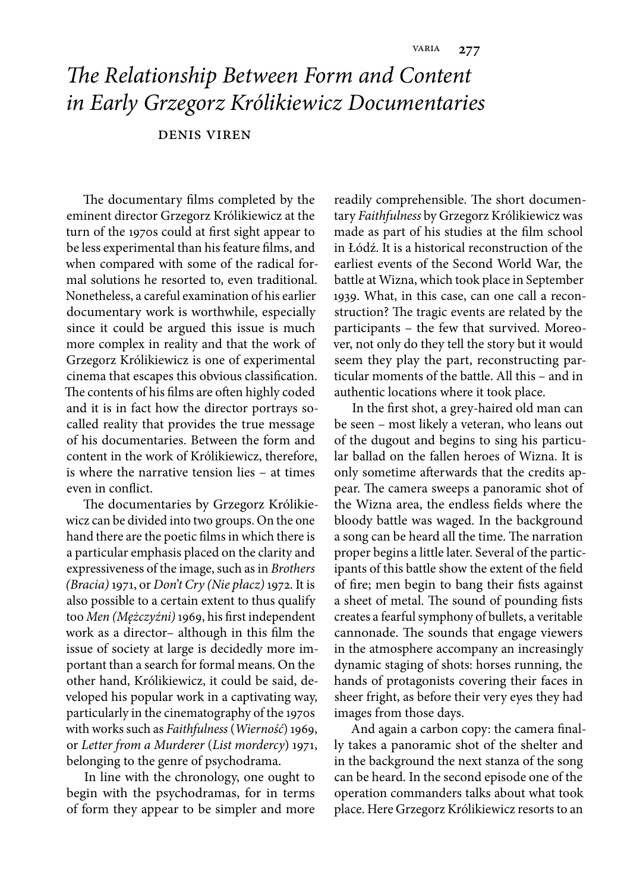# *The Relationship Between Form and Content in Early Grzegorz Królikiewicz Documentaries*

DENIS VIREN

The documentary films completed by the eminent director Grzegorz Królikiewicz at the turn of the 1970s could at first sight appear to be less experimental than his feature films, and when compared with some of the radical formal solutions he resorted to, even traditional. Nonetheless, a careful examination of his earlier documentary work is worthwhile, especially since it could be argued this issue is much more complex in reality and that the work of Grzegorz Królikiewicz is one of experimental cinema that escapes this obvious classification. The contents of his films are often highly coded and it is in fact how the director portrays so-called reality that provides the true message of his documentaries. Between the form and content in the work of Królikiewicz, therefore, is where the narrative tension lies – at times even in conflict.

The documentaries by Grzegorz Królikiewicz can be divided into two groups. On the one hand there are the poetic films in which there is a particular emphasis placed on the clarity and expressiveness of the image, such as in *Brothers (Bracia)* 1971, or *Don't Cry (Nie płacz)* 1972. It is also possible to a certain extent to thus qualify too *Men (Mężczyźni)* 1969, his first independent work as a director– although in this film the issue of society at large is decidedly more important than a search for formal means. On the other hand, Królikiewicz, it could be said, developed his popular work in a captivating way, particularly in the cinematography of the 1970s with works such as *Faithfulness* (*Wierność*) 1969, or *Letter from a Murderer* (*List mordercy*) 1971, belonging to the genre of psychodrama.

In line with the chronology, one ought to begin with the psychodramas, for in terms of form they appear to be simpler and more readily comprehensible. The short documentary *Faithfulness* by Grzegorz Królikiewicz was made as part of his studies at the film school in Łódź. It is a historical reconstruction of the earliest events of the Second World War, the battle at Wizna, which took place in September 1939. What, in this case, can one call a reconstruction? The tragic events are related by the participants – the few that survived. Moreover, not only do they tell the story but it would seem they play the part, reconstructing particular moments of the battle. All this – and in authentic locations where it took place.

In the first shot, a grey-haired old man can be seen – most likely a veteran, who leans out of the dugout and begins to sing his particular ballad on the fallen heroes of Wizna. It is only sometime afterwards that the credits appear. The camera sweeps a panoramic shot of the Wizna area, the endless fields where the bloody battle was waged. In the background a song can be heard all the time. The narration proper begins a little later. Several of the participants of this battle show the extent of the field of fire; men begin to bang their fists against a sheet of metal. The sound of pounding fists creates a fearful symphony of bullets, a veritable cannonade. The sounds that engage viewers in the atmosphere accompany an increasingly dynamic staging of shots: horses running, the hands of protagonists covering their faces in sheer fright, as before their very eyes they had images from those days.

And again a carbon copy: the camera finally takes a panoramic shot of the shelter and in the background the next stanza of the song can be heard. In the second episode one of the operation commanders talks about what took place. Here Grzegorz Królikiewicz resorts to an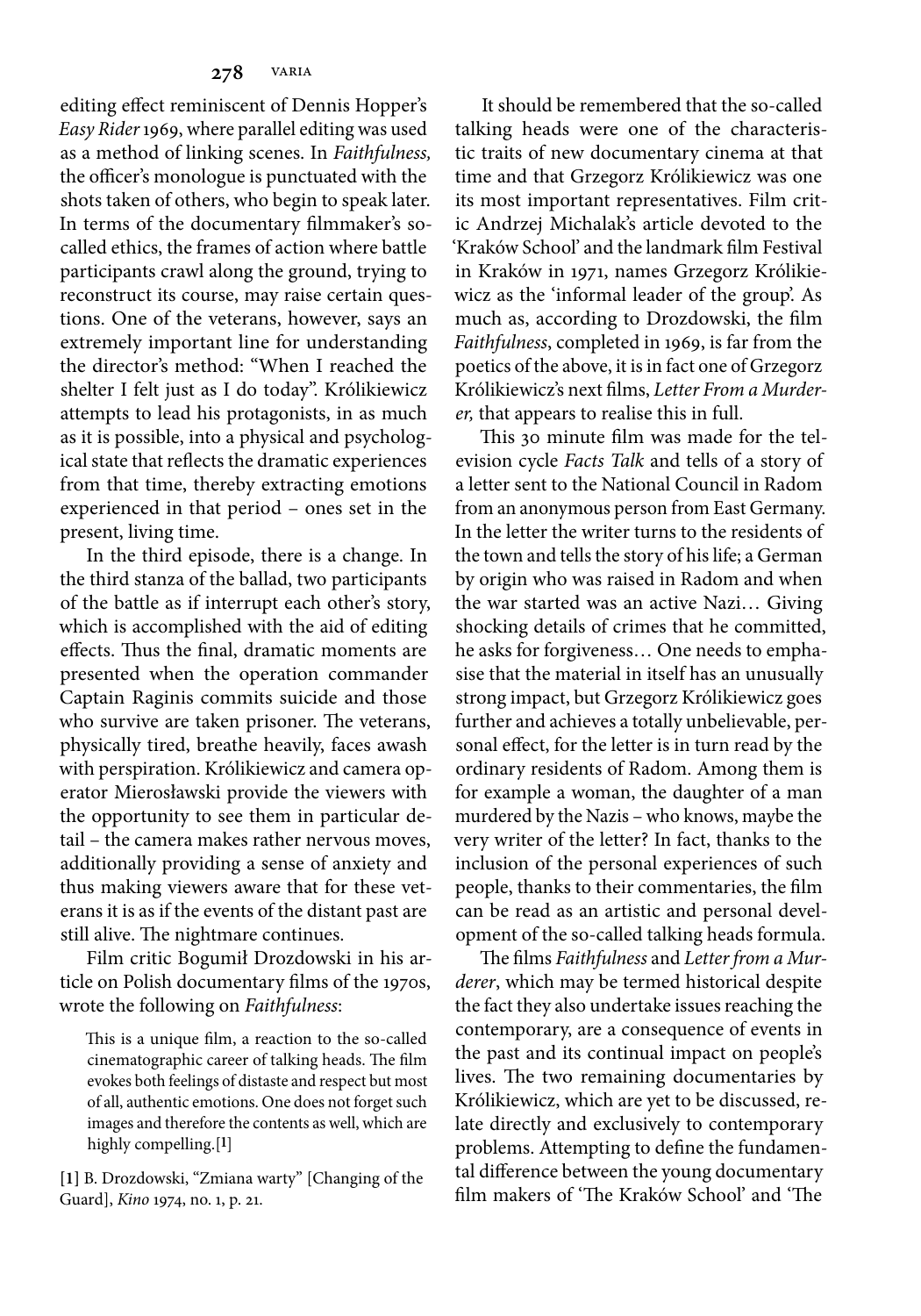editing effect reminiscent of Dennis Hopper's *Easy Rider* 1969, where parallel editing was used as a method of linking scenes. In *Faithfulness,* the officer's monologue is punctuated with the shots taken of others, who begin to speak later. In terms of the documentary filmmaker's so-called ethics, the frames of action where battle participants crawl along the ground, trying to reconstruct its course, may raise certain questions. One of the veterans, however, says an extremely important line for understanding the director's method: "When I reached the shelter I felt just as I do today". Królikiewicz attempts to lead his protagonists, in as much as it is possible, into a physical and psychological state that reflects the dramatic experiences from that time, thereby extracting emotions experienced in that period – ones set in the present, living time.

In the third episode, there is a change. In the third stanza of the ballad, two participants of the battle as if interrupt each other's story, which is accomplished with the aid of editing effects. Thus the final, dramatic moments are presented when the operation commander Captain Raginis commits suicide and those who survive are taken prisoner. The veterans, physically tired, breathe heavily, faces awash with perspiration. Królikiewicz and camera operator Mierosławski provide the viewers with the opportunity to see them in particular detail – the camera makes rather nervous moves, additionally providing a sense of anxiety and thus making viewers aware that for these veterans it is as if the events of the distant past are still alive. The nightmare continues.

Film critic Bogumił Drozdowski in his article on Polish documentary films of the 1970s, wrote the following on *Faithfulness*:

> This is a unique film, a reaction to the so-called cinematographic career of talking heads. The film evokes both feelings of distaste and respect but most of all, authentic emotions. One does not forget such images and therefore the contents as well, which are highly compelling.[1]

[1] B. Drozdowski, "Zmiana warty" [Changing of the Guard], *Kino* 1974, no. 1, p. 21.

It should be remembered that the so-called talking heads were one of the characteristic traits of new documentary cinema at that time and that Grzegorz Królikiewicz was one its most important representatives. Film critic Andrzej Michalak's article devoted to the 'Kraków School' and the landmark film Festival in Kraków in 1971, names Grzegorz Królikiewicz as the 'informal leader of the group'. As much as, according to Drozdowski, the film *Faithfulness*, completed in 1969, is far from the poetics of the above, it is in fact one of Grzegorz Królikiewicz's next films, *Letter From a Murderer,* that appears to realise this in full.

This 30 minute film was made for the television cycle *Facts Talk* and tells of a story of a letter sent to the National Council in Radom from an anonymous person from East Germany. In the letter the writer turns to the residents of the town and tells the story of his life; a German by origin who was raised in Radom and when the war started was an active Nazi… Giving shocking details of crimes that he committed, he asks for forgiveness… One needs to emphasise that the material in itself has an unusually strong impact, but Grzegorz Królikiewicz goes further and achieves a totally unbelievable, personal effect, for the letter is in turn read by the ordinary residents of Radom. Among them is for example a woman, the daughter of a man murdered by the Nazis – who knows, maybe the very writer of the letter? In fact, thanks to the inclusion of the personal experiences of such people, thanks to their commentaries, the film can be read as an artistic and personal development of the so-called talking heads formula.

The films *Faithfulness* and *Letter from a Murderer*, which may be termed historical despite the fact they also undertake issues reaching the contemporary, are a consequence of events in the past and its continual impact on people's lives. The two remaining documentaries by Królikiewicz, which are yet to be discussed, relate directly and exclusively to contemporary problems. Attempting to define the fundamental difference between the young documentary film makers of 'The Kraków School' and 'The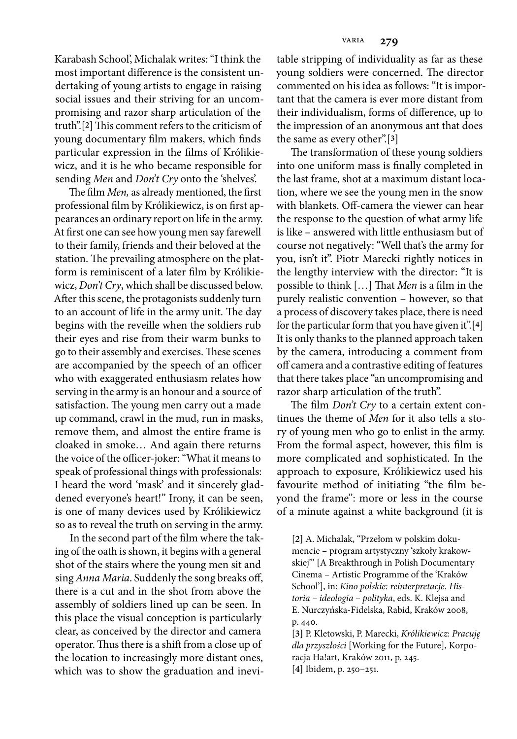Karabash School', Michalak writes: "I think the most important difference is the consistent undertaking of young artists to engage in raising social issues and their striving for an uncompromising and razor sharp articulation of the truth".[2] This comment refers to the criticism of young documentary film makers, which finds particular expression in the films of Królikiewicz, and it is he who became responsible for sending *Men* and *Don't Cry* onto the 'shelves'.

The film *Men,* as already mentioned, the first professional film by Królikiewicz, is on first appearances an ordinary report on life in the army. At first one can see how young men say farewell to their family, friends and their beloved at the station. The prevailing atmosphere on the platform is reminiscent of a later film by Królikiewicz, *Don't Cry*, which shall be discussed below. After this scene, the protagonists suddenly turn to an account of life in the army unit. The day begins with the reveille when the soldiers rub their eyes and rise from their warm bunks to go to their assembly and exercises. These scenes are accompanied by the speech of an officer who with exaggerated enthusiasm relates how serving in the army is an honour and a source of satisfaction. The young men carry out a made up command, crawl in the mud, run in masks, remove them, and almost the entire frame is cloaked in smoke… And again there returns the voice of the officer-joker: "What it means to speak of professional things with professionals: I heard the word 'mask' and it sincerely gladdened everyone's heart!" Irony, it can be seen, is one of many devices used by Królikiewicz so as to reveal the truth on serving in the army.

In the second part of the film where the taking of the oath is shown, it begins with a general shot of the stairs where the young men sit and sing *Anna Maria*. Suddenly the song breaks off, there is a cut and in the shot from above the assembly of soldiers lined up can be seen. In this place the visual conception is particularly clear, as conceived by the director and camera operator. Thus there is a shift from a close up of the location to increasingly more distant ones, which was to show the graduation and inevitable stripping of individuality as far as these young soldiers were concerned. The director commented on his idea as follows: "It is important that the camera is ever more distant from their individualism, forms of difference, up to the impression of an anonymous ant that does the same as every other".[3]

The transformation of these young soldiers into one uniform mass is finally completed in the last frame, shot at a maximum distant location, where we see the young men in the snow with blankets. Off-camera the viewer can hear the response to the question of what army life is like – answered with little enthusiasm but of course not negatively: "Well that's the army for you, isn't it". Piotr Marecki rightly notices in the lengthy interview with the director: "It is possible to think […] That *Men* is a film in the purely realistic convention – however, so that a process of discovery takes place, there is need for the particular form that you have given it".[4] It is only thanks to the planned approach taken by the camera, introducing a comment from off camera and a contrastive editing of features that there takes place "an uncompromising and razor sharp articulation of the truth".

The film *Don't Cry* to a certain extent continues the theme of *Men* for it also tells a story of young men who go to enlist in the army. From the formal aspect, however, this film is more complicated and sophisticated. In the approach to exposure, Królikiewicz used his favourite method of initiating "the film beyond the frame": more or less in the course of a minute against a white background (it is

[2] A. Michalak, "Przełom w polskim dokumencie – program artystyczny 'szkoły krakowskiej'" [A Breakthrough in Polish Documentary Cinema – Artistic Programme of the 'Kraków School'], in: *Kino polskie: reinterpretacje. Historia – ideologia – polityka*, eds. K. Klejsa and E. Nurczyńska-Fidelska, Rabid, Kraków 2008, p. 440.

[3] P. Kletowski, P. Marecki, *Królikiewicz: Pracuję dla przyszłości* [Working for the Future], Korporacja Ha!art, Kraków 2011, p. 245.

[4] Ibidem, p. 250–251.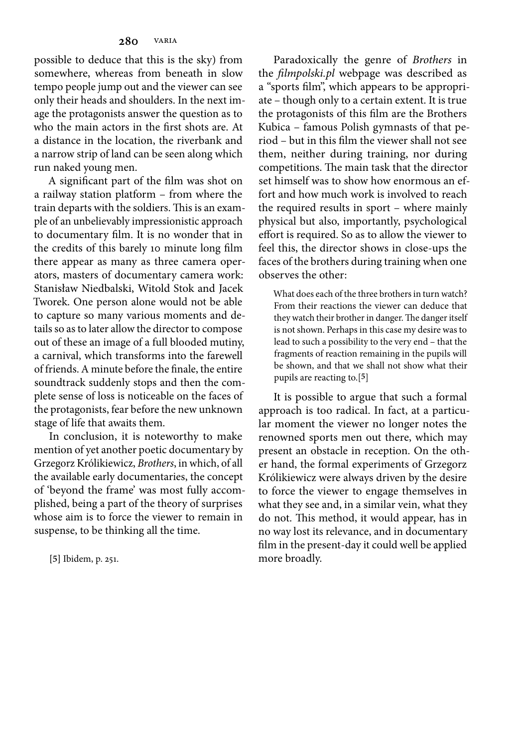possible to deduce that this is the sky) from somewhere, whereas from beneath in slow tempo people jump out and the viewer can see only their heads and shoulders. In the next image the protagonists answer the question as to who the main actors in the first shots are. At a distance in the location, the riverbank and a narrow strip of land can be seen along which run naked young men.

A significant part of the film was shot on a railway station platform – from where the train departs with the soldiers. This is an example of an unbelievably impressionistic approach to documentary film. It is no wonder that in the credits of this barely 10 minute long film there appear as many as three camera operators, masters of documentary camera work: Stanisław Niedbalski, Witold Stok and Jacek Tworek. One person alone would not be able to capture so many various moments and details so as to later allow the director to compose out of these an image of a full blooded mutiny, a carnival, which transforms into the farewell of friends. A minute before the finale, the entire soundtrack suddenly stops and then the complete sense of loss is noticeable on the faces of the protagonists, fear before the new unknown stage of life that awaits them.

In conclusion, it is noteworthy to make mention of yet another poetic documentary by Grzegorz Królikiewicz, *Brothers*, in which, of all the available early documentaries, the concept of 'beyond the frame' was most fully accomplished, being a part of the theory of surprises whose aim is to force the viewer to remain in suspense, to be thinking all the time.

Paradoxically the genre of *Brothers* in the *filmpolski.pl* webpage was described as a "sports film", which appears to be appropriate – though only to a certain extent. It is true the protagonists of this film are the Brothers Kubica – famous Polish gymnasts of that period – but in this film the viewer shall not see them, neither during training, nor during competitions. The main task that the director set himself was to show how enormous an effort and how much work is involved to reach the required results in sport – where mainly physical but also, importantly, psychological effort is required. So as to allow the viewer to feel this, the director shows in close-ups the faces of the brothers during training when one observes the other:

> What does each of the three brothers in turn watch? From their reactions the viewer can deduce that they watch their brother in danger. The danger itself is not shown. Perhaps in this case my desire was to lead to such a possibility to the very end – that the fragments of reaction remaining in the pupils will be shown, and that we shall not show what their pupils are reacting to.[5]

It is possible to argue that such a formal approach is too radical. In fact, at a particular moment the viewer no longer notes the renowned sports men out there, which may present an obstacle in reception. On the other hand, the formal experiments of Grzegorz Królikiewicz were always driven by the desire to force the viewer to engage themselves in what they see and, in a similar vein, what they do not. This method, it would appear, has in no way lost its relevance, and in documentary film in the present-day it could well be applied more broadly.

[5] Ibidem, p. 251.